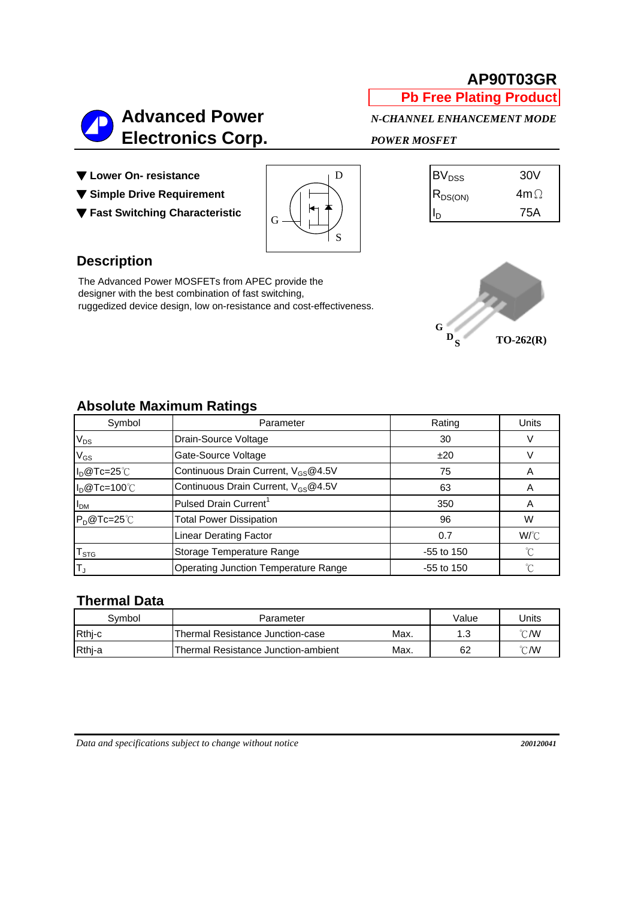# AP90T03GR

**Pb Free Plating Product**

## Advanced Power Electronics Corp.

*N-CHANNEL ENHANCEMENT MODE POWER MOSFET*

- ▼ **Lower On- resistance**
- ▼ **Simple Drive Requirement**
- ▼ **Fast Switching Characteristic**

| | |
|---|---|
| $BV_{DSS}$ | 30V |
| $R_{DS(ON)}$ | 4mΩ |
| $I_D$ | 75A |

## Description

The Advanced Power MOSFETs from APEC provide the designer with the best combination of fast switching, ruggedized device design, low on-resistance and cost-effectiveness.

G D S

TO-262(R)

## Absolute Maximum Ratings

| Symbol | Parameter | Rating | Units |
|---|---|---|---|
| $V_{DS}$ | Drain-Source Voltage | 30 | V |
| $V_{GS}$ | Gate-Source Voltage | ±20 | V |
| $I_D$@Tc=25℃ | Continuous Drain Current, $V_{GS}$@4.5V | 75 | A |
| $I_D$@Tc=100℃ | Continuous Drain Current, $V_{GS}$@4.5V | 63 | A |
| $I_{DM}$ | Pulsed Drain Current[1] | 350 | A |
| $P_D$@Tc=25℃ | Total Power Dissipation | 96 | W |
| | Linear Derating Factor | 0.7 | W/℃ |
| $T_{STG}$ | Storage Temperature Range | -55 to 150 | ℃ |
| $T_J$ | Operating Junction Temperature Range | -55 to 150 | ℃ |

## Thermal Data

| Symbol | Parameter | | Value | Units |
|---|---|---|---|---|
| Rthj-c | Thermal Resistance Junction-case | Max. | 1.3 | ℃/W |
| Rthj-a | Thermal Resistance Junction-ambient | Max. | 62 | ℃/W |

*Data and specifications subject to change without notice* 200120041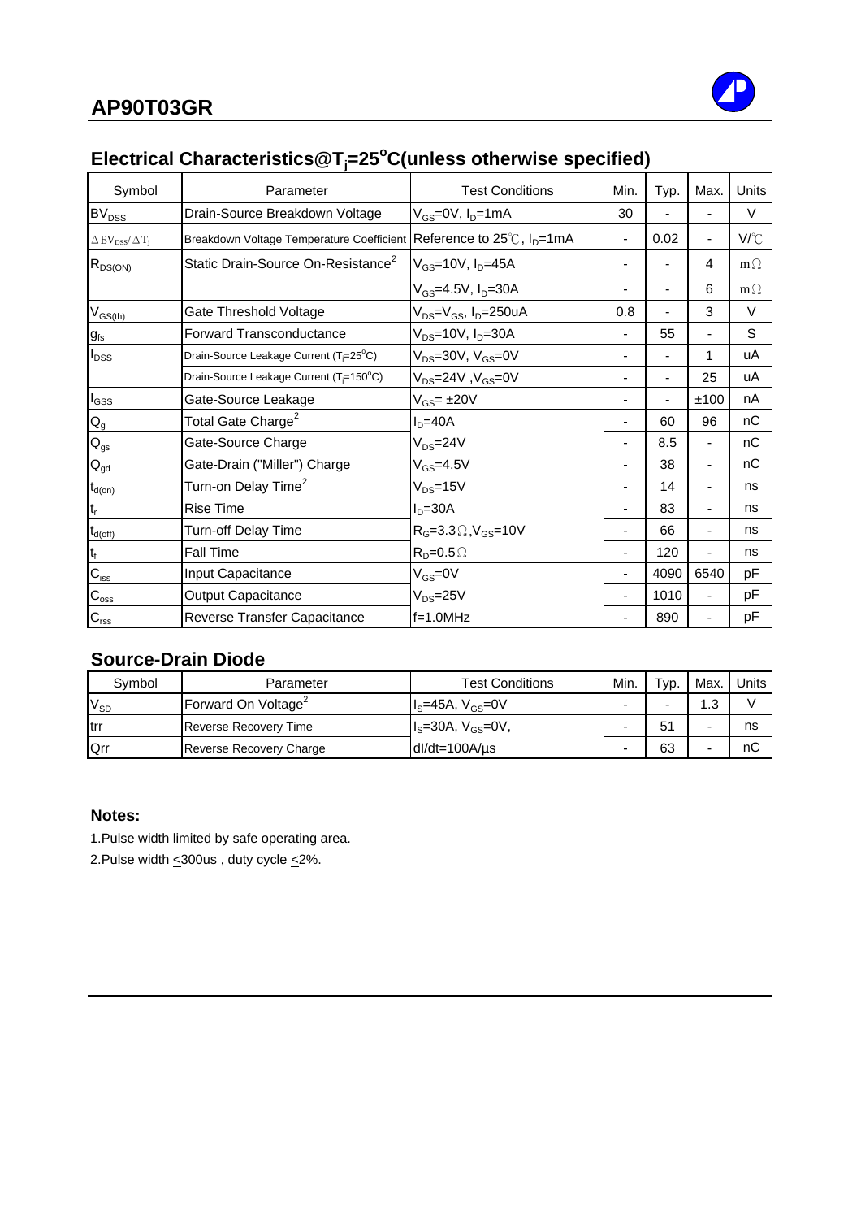## Electrical Characteristics@$T_j$=25°C(unless otherwise specified)

| Symbol | Parameter | Test Conditions | Min. | Typ. | Max. | Units |
|---|---|---|---|---|---|---|
| $BV_{DSS}$ | Drain-Source Breakdown Voltage | $V_{GS}$=0V, $I_D$=1mA | 30 | - | - | V |
| $\Delta BV_{DSS}/\Delta T_j$ | Breakdown Voltage Temperature Coefficient | Reference to 25℃, $I_D$=1mA | - | 0.02 | - | V/℃ |
| $R_{DS(ON)}$ | Static Drain-Source On-Resistance[2] | $V_{GS}$=10V, $I_D$=45A | - | - | 4 | mΩ |
| | | $V_{GS}$=4.5V, $I_D$=30A | - | - | 6 | mΩ |
| $V_{GS(th)}$ | Gate Threshold Voltage | $V_{DS}$=$V_{GS}$, $I_D$=250uA | 0.8 | - | 3 | V |
| $g_{fs}$ | Forward Transconductance | $V_{DS}$=10V, $I_D$=30A | - | 55 | - | S |
| $I_{DSS}$ | Drain-Source Leakage Current ($T_j$=25°C) | $V_{DS}$=30V, $V_{GS}$=0V | - | - | 1 | uA |
| | Drain-Source Leakage Current ($T_j$=150°C) | $V_{DS}$=24V ,$V_{GS}$=0V | - | - | 25 | uA |
| $I_{GSS}$ | Gate-Source Leakage | $V_{GS}$= ±20V | - | - | ±100 | nA |
| $Q_g$ | Total Gate Charge[2] | $I_D$=40A | - | 60 | 96 | nC |
| $Q_{gs}$ | Gate-Source Charge | $V_{DS}$=24V | - | 8.5 | - | nC |
| $Q_{gd}$ | Gate-Drain ("Miller") Charge | $V_{GS}$=4.5V | - | 38 | - | nC |
| $t_{d(on)}$ | Turn-on Delay Time[2] | $V_{DS}$=15V | - | 14 | - | ns |
| $t_r$ | Rise Time | $I_D$=30A | - | 83 | - | ns |
| $t_{d(off)}$ | Turn-off Delay Time | $R_G$=3.3Ω,$V_{GS}$=10V | - | 66 | - | ns |
| $t_f$ | Fall Time | $R_D$=0.5Ω | - | 120 | - | ns |
| $C_{iss}$ | Input Capacitance | $V_{GS}$=0V | - | 4090 | 6540 | pF |
| $C_{oss}$ | Output Capacitance | $V_{DS}$=25V | - | 1010 | - | pF |
| $C_{rss}$ | Reverse Transfer Capacitance | f=1.0MHz | - | 890 | - | pF |

## Source-Drain Diode

| Symbol | Parameter | Test Conditions | Min. | Typ. | Max. | Units |
|---|---|---|---|---|---|---|
| $V_{SD}$ | Forward On Voltage[2] | $I_S$=45A, $V_{GS}$=0V | - | - | 1.3 | V |
| trr | Reverse Recovery Time | $I_S$=30A, $V_{GS}$=0V, | - | 51 | - | ns |
| Qrr | Reverse Recovery Charge | dI/dt=100A/µs | - | 63 | - | nC |

**Notes:**

1.Pulse width limited by safe operating area.

2.Pulse width ≤300us , duty cycle ≤2%.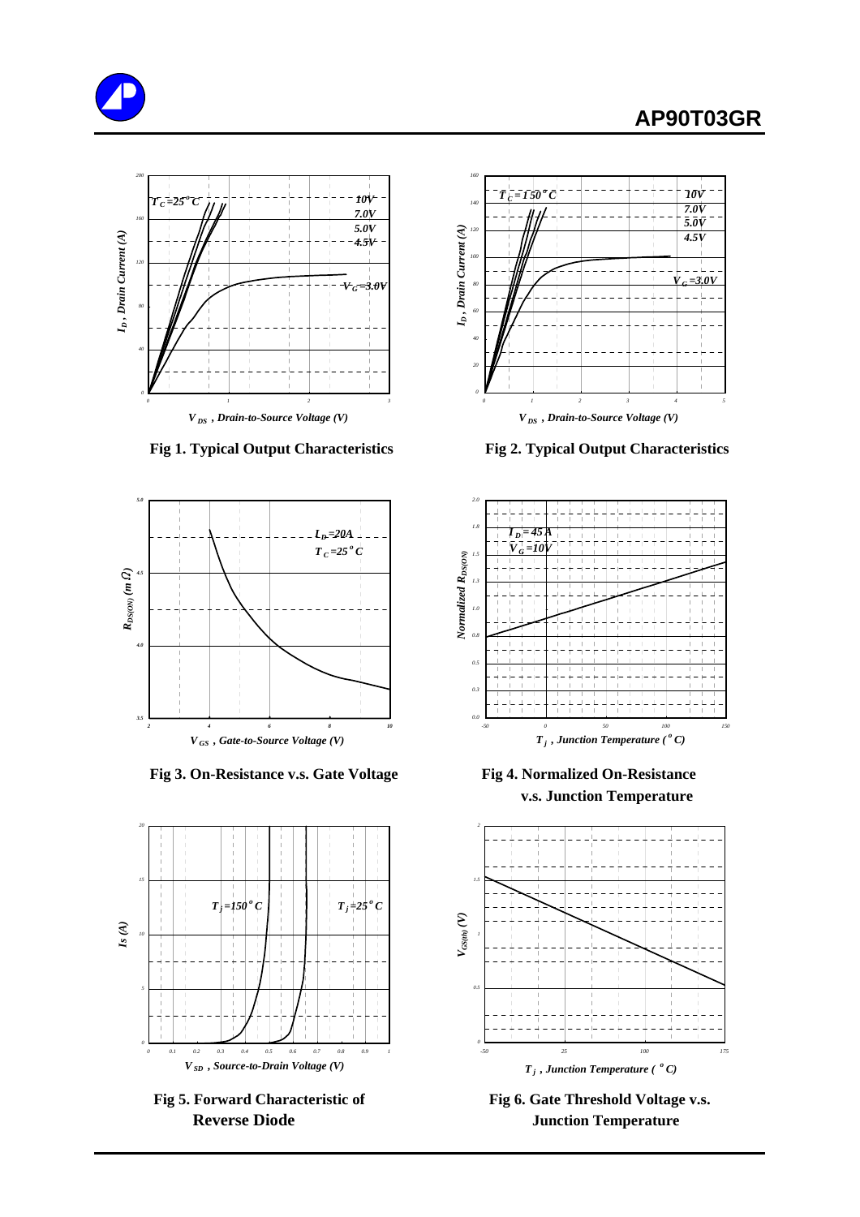Fig 1. Typical Output Characteristics

Fig 2. Typical Output Characteristics

Fig 3. On-Resistance v.s. Gate Voltage

Fig 4. Normalized On-Resistance v.s. Junction Temperature

Fig 5. Forward Characteristic of Reverse Diode

Fig 6. Gate Threshold Voltage v.s. Junction Temperature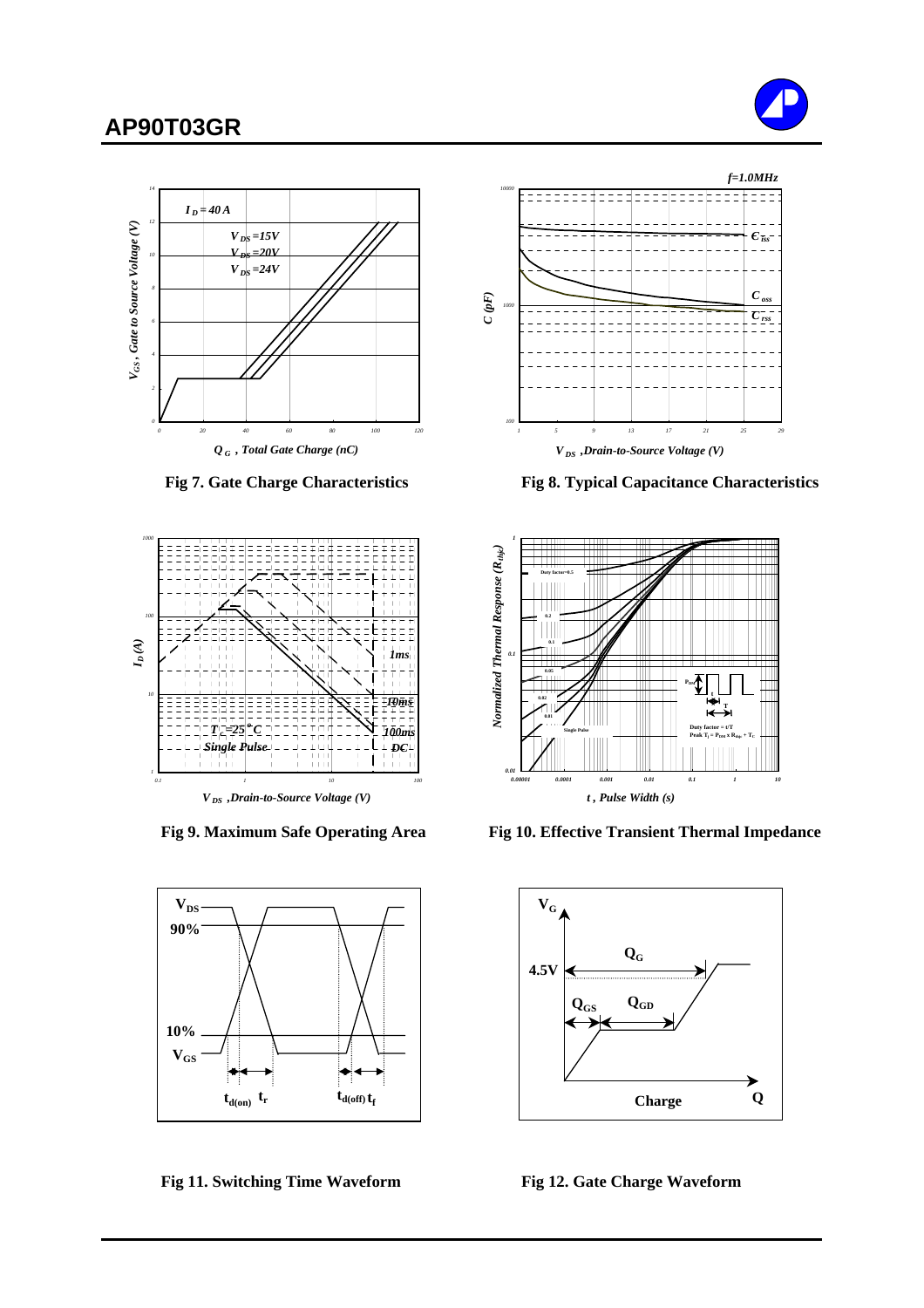# AP90T03GR

$I_D = 40A$

$V_{DS} = 15V$

$V_{DS} = 20V$

$V_{DS} = 24V$

$V_{GS}$, Gate to Source Voltage (V)

$Q_G$, Total Gate Charge (nC)

0 2 4 6 8 10 12 14

0 20 40 60 80 100 120

**Fig 7. Gate Charge Characteristics**

f=1.0MHz

$C_{iss}$

$C_{oss}$

$C_{rss}$

C (pF)

$V_{DS}$ ,Drain-to-Source Voltage (V)

100 1000 10000

1 5 9 13 17 21 25 29

**Fig 8. Typical Capacitance Characteristics**

$I_D$ (A)

$V_{DS}$ ,Drain-to-Source Voltage (V)

1ms

10ms

100ms

DC

$T_C = 25°C$

Single Pulse

1 10 100 1000

0.1 1 10 100

**Fig 9. Maximum Safe Operating Area**

Normalized Thermal Response ($R_{thjc}$)

t , Pulse Width (s)

Duty factor=0.5

0.2

0.1

0.05

0.02

0.01

Single Pulse

$P_{DM}$

t

T

Duty factor = t/T

Peak $T_j = P_{DM} \times R_{thjc} + T_C$

0.01 0.1 1

0.00001 0.0001 0.001 0.01 0.1 1 10

**Fig 10. Effective Transient Thermal Impedance**

$V_{DS}$

90%

10%

$V_{GS}$

$t_{d(on)}$ $t_r$ $t_{d(off)}$ $t_f$

**Fig 11. Switching Time Waveform**

$V_G$

$Q_G$

4.5V

$Q_{GS}$ $Q_{GD}$

Charge

Q

**Fig 12. Gate Charge Waveform**